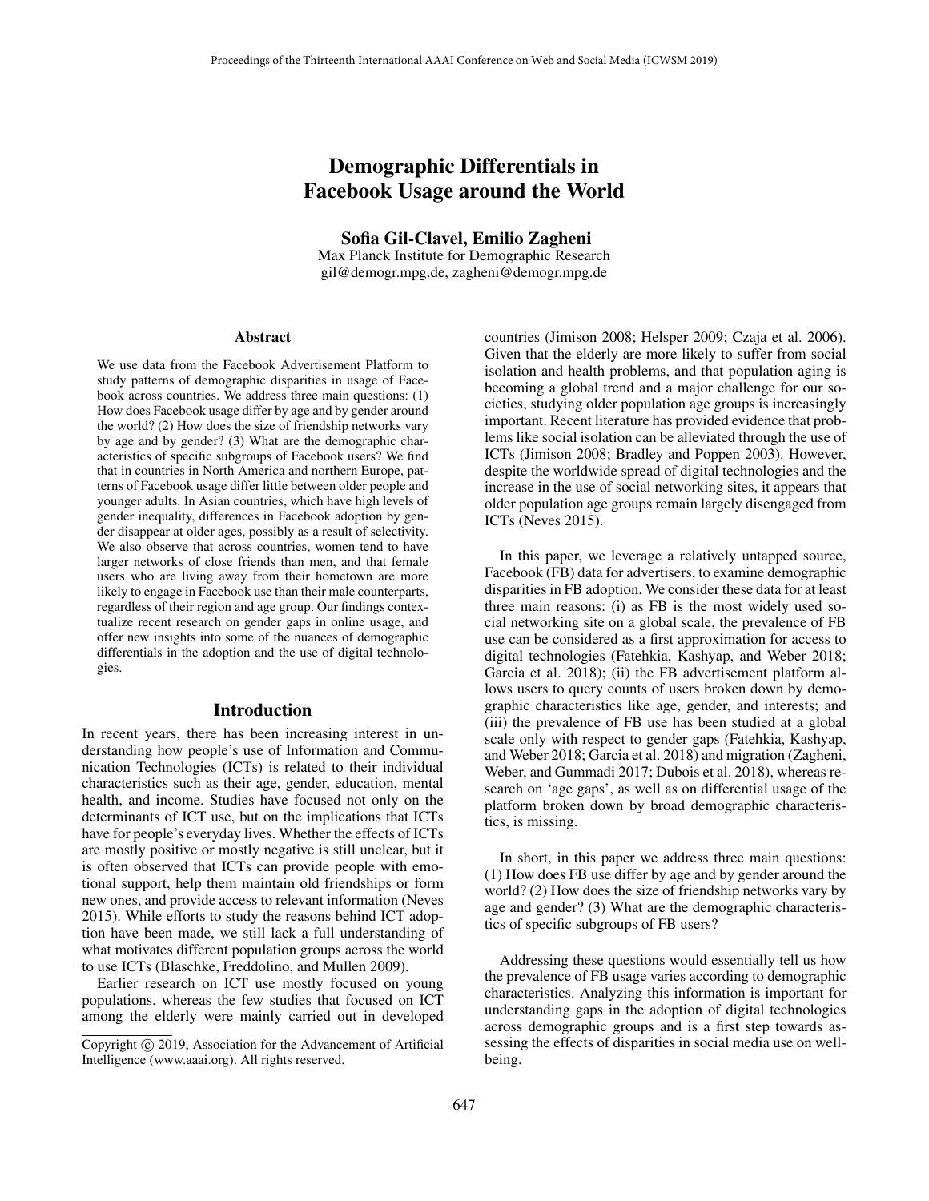# Demographic Differentials in Facebook Usage around the World

**Sofia Gil-Clavel, Emilio Zagheni**
Max Planck Institute for Demographic Research
gil@demogr.mpg.de, zagheni@demogr.mpg.de

## Abstract

We use data from the Facebook Advertisement Platform to study patterns of demographic disparities in usage of Facebook across countries. We address three main questions: (1) How does Facebook usage differ by age and by gender around the world? (2) How does the size of friendship networks vary by age and by gender? (3) What are the demographic characteristics of specific subgroups of Facebook users? We find that in countries in North America and northern Europe, patterns of Facebook usage differ little between older people and younger adults. In Asian countries, which have high levels of gender inequality, differences in Facebook adoption by gender disappear at older ages, possibly as a result of selectivity. We also observe that across countries, women tend to have larger networks of close friends than men, and that female users who are living away from their hometown are more likely to engage in Facebook use than their male counterparts, regardless of their region and age group. Our findings contextualize recent research on gender gaps in online usage, and offer new insights into some of the nuances of demographic differentials in the adoption and the use of digital technologies.

## Introduction

In recent years, there has been increasing interest in understanding how people's use of Information and Communication Technologies (ICTs) is related to their individual characteristics such as their age, gender, education, mental health, and income. Studies have focused not only on the determinants of ICT use, but on the implications that ICTs have for people's everyday lives. Whether the effects of ICTs are mostly positive or mostly negative is still unclear, but it is often observed that ICTs can provide people with emotional support, help them maintain old friendships or form new ones, and provide access to relevant information (Neves 2015). While efforts to study the reasons behind ICT adoption have been made, we still lack a full understanding of what motivates different population groups across the world to use ICTs (Blaschke, Freddolino, and Mullen 2009).

Earlier research on ICT use mostly focused on young populations, whereas the few studies that focused on ICT among the elderly were mainly carried out in developed countries (Jimison 2008; Helsper 2009; Czaja et al. 2006). Given that the elderly are more likely to suffer from social isolation and health problems, and that population aging is becoming a global trend and a major challenge for our societies, studying older population age groups is increasingly important. Recent literature has provided evidence that problems like social isolation can be alleviated through the use of ICTs (Jimison 2008; Bradley and Poppen 2003). However, despite the worldwide spread of digital technologies and the increase in the use of social networking sites, it appears that older population age groups remain largely disengaged from ICTs (Neves 2015).

In this paper, we leverage a relatively untapped source, Facebook (FB) data for advertisers, to examine demographic disparities in FB adoption. We consider these data for at least three main reasons: (i) as FB is the most widely used social networking site on a global scale, the prevalence of FB use can be considered as a first approximation for access to digital technologies (Fatehkia, Kashyap, and Weber 2018; Garcia et al. 2018); (ii) the FB advertisement platform allows users to query counts of users broken down by demographic characteristics like age, gender, and interests; and (iii) the prevalence of FB use has been studied at a global scale only with respect to gender gaps (Fatehkia, Kashyap, and Weber 2018; Garcia et al. 2018) and migration (Zagheni, Weber, and Gummadi 2017; Dubois et al. 2018), whereas research on 'age gaps', as well as on differential usage of the platform broken down by broad demographic characteristics, is missing.

In short, in this paper we address three main questions: (1) How does FB use differ by age and by gender around the world? (2) How does the size of friendship networks vary by age and gender? (3) What are the demographic characteristics of specific subgroups of FB users?

Addressing these questions would essentially tell us how the prevalence of FB usage varies according to demographic characteristics. Analyzing this information is important for understanding gaps in the adoption of digital technologies across demographic groups and is a first step towards assessing the effects of disparities in social media use on well-being.

Copyright © 2019, Association for the Advancement of Artificial Intelligence (www.aaai.org). All rights reserved.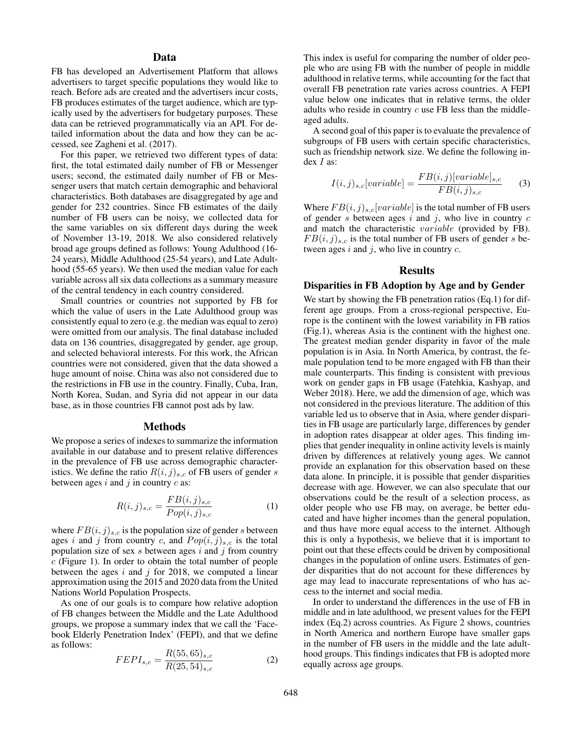## Data

FB has developed an Advertisement Platform that allows advertisers to target specific populations they would like to reach. Before ads are created and the advertisers incur costs, FB produces estimates of the target audience, which are typically used by the advertisers for budgetary purposes. These data can be retrieved programmatically via an API. For detailed information about the data and how they can be accessed, see Zagheni et al. (2017).

For this paper, we retrieved two different types of data: first, the total estimated daily number of FB or Messenger users; second, the estimated daily number of FB or Messenger users that match certain demographic and behavioral characteristics. Both databases are disaggregated by age and gender for 232 countries. Since FB estimates of the daily number of FB users can be noisy, we collected data for the same variables on six different days during the week of November 13-19, 2018. We also considered relatively broad age groups defined as follows: Young Adulthood (16-24 years), Middle Adulthood (25-54 years), and Late Adulthood (55-65 years). We then used the median value for each variable across all six data collections as a summary measure of the central tendency in each country considered.

Small countries or countries not supported by FB for which the value of users in the Late Adulthood group was consistently equal to zero (e.g. the median was equal to zero) were omitted from our analysis. The final database included data on 136 countries, disaggregated by gender, age group, and selected behavioral interests. For this work, the African countries were not considered, given that the data showed a huge amount of noise. China was also not considered due to the restrictions in FB use in the country. Finally, Cuba, Iran, North Korea, Sudan, and Syria did not appear in our data base, as in those countries FB cannot post ads by law.

## Methods

We propose a series of indexes to summarize the information available in our database and to present relative differences in the prevalence of FB use across demographic characteristics. We define the ratio $R(i,j)_{s,c}$ of FB users of gender $s$ between ages $i$ and $j$ in country $c$ as:

$$R(i,j)_{s,c} = \frac{FB(i,j)_{s,c}}{Pop(i,j)_{s,c}} \tag{1}$$

where $FB(i,j)_{s,c}$ is the population size of gender $s$ between ages $i$ and $j$ from country $c$, and $Pop(i,j)_{s,c}$ is the total population size of sex $s$ between ages $i$ and $j$ from country $c$ (Figure 1). In order to obtain the total number of people between the ages $i$ and $j$ for 2018, we computed a linear approximation using the 2015 and 2020 data from the United Nations World Population Prospects.

As one of our goals is to compare how relative adoption of FB changes between the Middle and the Late Adulthood groups, we propose a summary index that we call the 'Facebook Elderly Penetration Index' (FEPI), and that we define as follows:

$$FEPI_{s,c} = \frac{R(55,65)_{s,c}}{R(25,54)_{s,c}} \tag{2}$$

This index is useful for comparing the number of older people who are using FB with the number of people in middle adulthood in relative terms, while accounting for the fact that overall FB penetration rate varies across countries. A FEPI value below one indicates that in relative terms, the older adults who reside in country $c$ use FB less than the middle-aged adults.

A second goal of this paper is to evaluate the prevalence of subgroups of FB users with certain specific characteristics, such as friendship network size. We define the following index $I$ as:

$$I(i,j)_{s,c}[variable] = \frac{FB(i,j)[variable]_{s,c}}{FB(i,j)_{s,c}} \tag{3}$$

Where $FB(i,j)_{s,c}[variable]$ is the total number of FB users of gender $s$ between ages $i$ and $j$, who live in country $c$ and match the characteristic $variable$ (provided by FB). $FB(i,j)_{s,c}$ is the total number of FB users of gender $s$ between ages $i$ and $j$, who live in country $c$.

## Results

### Disparities in FB Adoption by Age and by Gender

We start by showing the FB penetration ratios (Eq.1) for different age groups. From a cross-regional perspective, Europe is the continent with the lowest variability in FB ratios (Fig.1), whereas Asia is the continent with the highest one. The greatest median gender disparity in favor of the male population is in Asia. In North America, by contrast, the female population tend to be more engaged with FB than their male counterparts. This finding is consistent with previous work on gender gaps in FB usage (Fatehkia, Kashyap, and Weber 2018). Here, we add the dimension of age, which was not considered in the previous literature. The addition of this variable led us to observe that in Asia, where gender disparities in FB usage are particularly large, differences by gender in adoption rates disappear at older ages. This finding implies that gender inequality in online activity levels is mainly driven by differences at relatively young ages. We cannot provide an explanation for this observation based on these data alone. In principle, it is possible that gender disparities decrease with age. However, we can also speculate that our observations could be the result of a selection process, as older people who use FB may, on average, be better educated and have higher incomes than the general population, and thus have more equal access to the internet. Although this is only a hypothesis, we believe that it is important to point out that these effects could be driven by compositional changes in the population of online users. Estimates of gender disparities that do not account for these differences by age may lead to inaccurate representations of who has access to the internet and social media.

In order to understand the differences in the use of FB in middle and in late adulthood, we present values for the FEPI index (Eq.2) across countries. As Figure 2 shows, countries in North America and northern Europe have smaller gaps in the number of FB users in the middle and the late adulthood groups. This findings indicates that FB is adopted more equally across age groups.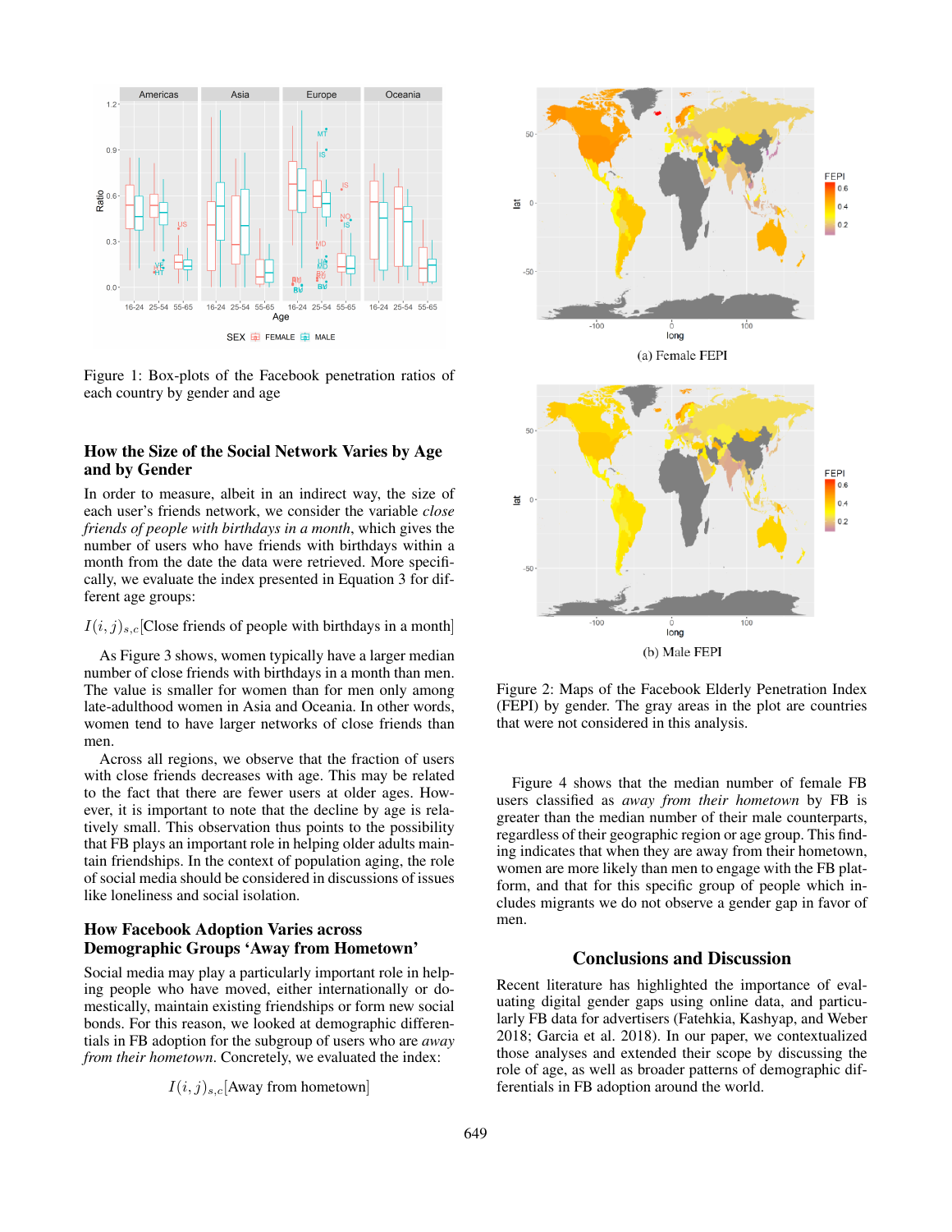Americas
Asia
Europe
Oceania
Ratio
1.2
0.9
0.6
0.3
0.0
16-24 25-54 55-65
Age
SEX FEMALE MALE

Figure 1: Box-plots of the Facebook penetration ratios of each country by gender and age

## How the Size of the Social Network Varies by Age and by Gender

In order to measure, albeit in an indirect way, the size of each user's friends network, we consider the variable *close friends of people with birthdays in a month*, which gives the number of users who have friends with birthdays within a month from the date the data were retrieved. More specifically, we evaluate the index presented in Equation 3 for different age groups:

$$I(i,j)_{s,c}[\text{Close friends of people with birthdays in a month}]$$

As Figure 3 shows, women typically have a larger median number of close friends with birthdays in a month than men. The value is smaller for women than for men only among late-adulthood women in Asia and Oceania. In other words, women tend to have larger networks of close friends than men.

Across all regions, we observe that the fraction of users with close friends decreases with age. This may be related to the fact that there are fewer users at older ages. However, it is important to note that the decline by age is relatively small. This observation thus points to the possibility that FB plays an important role in helping older adults maintain friendships. In the context of population aging, the role of social media should be considered in discussions of issues like loneliness and social isolation.

## How Facebook Adoption Varies across Demographic Groups 'Away from Hometown'

Social media may play a particularly important role in helping people who have moved, either internationally or domestically, maintain existing friendships or form new social bonds. For this reason, we looked at demographic differentials in FB adoption for the subgroup of users who are *away from their hometown*. Concretely, we evaluated the index:

$$I(i,j)_{s,c}[\text{Away from hometown}]$$

FEPI
0.6
0.4
0.2
lat
long

(a) Female FEPI

FEPI
0.6
0.4
0.2
lat
long

(b) Male FEPI

Figure 2: Maps of the Facebook Elderly Penetration Index (FEPI) by gender. The gray areas in the plot are countries that were not considered in this analysis.

Figure 4 shows that the median number of female FB users classified as *away from their hometown* by FB is greater than the median number of their male counterparts, regardless of their geographic region or age group. This finding indicates that when they are away from their hometown, women are more likely than men to engage with the FB platform, and that for this specific group of people which includes migrants we do not observe a gender gap in favor of men.

## Conclusions and Discussion

Recent literature has highlighted the importance of evaluating digital gender gaps using online data, and particularly FB data for advertisers (Fatehkia, Kashyap, and Weber 2018; Garcia et al. 2018). In our paper, we contextualized those analyses and extended their scope by discussing the role of age, as well as broader patterns of demographic differentials in FB adoption around the world.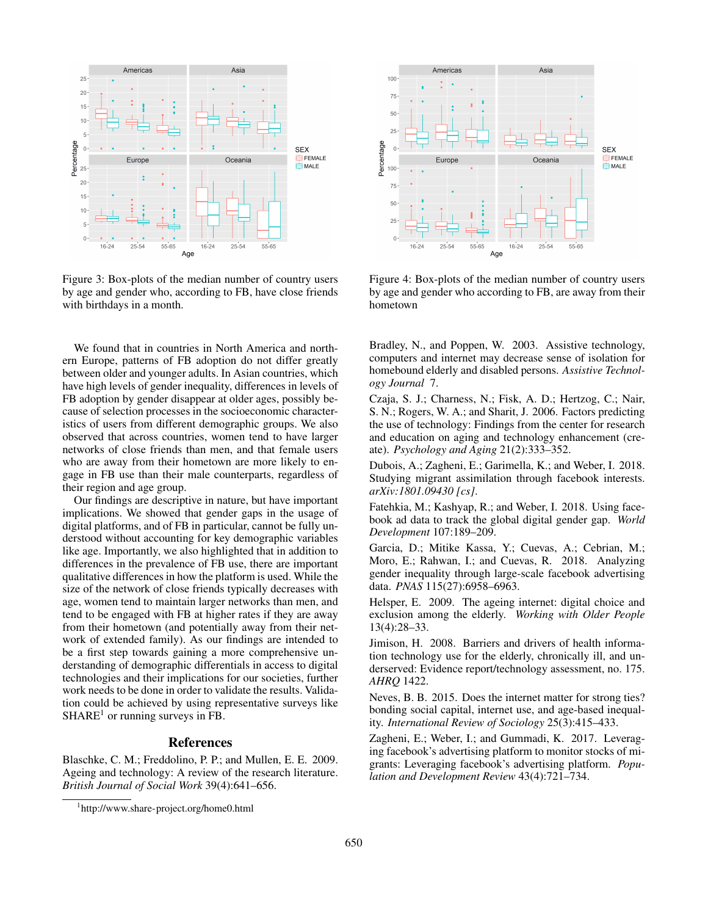Americas
Asia
Europe
Oceania
Percentage
25
20
15
10
5
0
16-24
25-54
55-65
Age
SEX
FEMALE
MALE

Figure 3: Box-plots of the median number of country users by age and gender who, according to FB, have close friends with birthdays in a month.

Americas
Asia
Europe
Oceania
Percentage
100
75
50
25
0
16-24
25-54
55-65
Age
SEX
FEMALE
MALE

Figure 4: Box-plots of the median number of country users by age and gender who according to FB, are away from their hometown

We found that in countries in North America and northern Europe, patterns of FB adoption do not differ greatly between older and younger adults. In Asian countries, which have high levels of gender inequality, differences in levels of FB adoption by gender disappear at older ages, possibly because of selection processes in the socioeconomic characteristics of users from different demographic groups. We also observed that across countries, women tend to have larger networks of close friends than men, and that female users who are away from their hometown are more likely to engage in FB use than their male counterparts, regardless of their region and age group.

Our findings are descriptive in nature, but have important implications. We showed that gender gaps in the usage of digital platforms, and of FB in particular, cannot be fully understood without accounting for key demographic variables like age. Importantly, we also highlighted that in addition to differences in the prevalence of FB use, there are important qualitative differences in how the platform is used. While the size of the network of close friends typically decreases with age, women tend to maintain larger networks than men, and tend to be engaged with FB at higher rates if they are away from their hometown (and potentially away from their network of extended family). As our findings are intended to be a first step towards gaining a more comprehensive understanding of demographic differentials in access to digital technologies and their implications for our societies, further work needs to be done in order to validate the results. Validation could be achieved by using representative surveys like SHARE[1] or running surveys in FB.

## References

Blaschke, C. M.; Freddolino, P. P.; and Mullen, E. E. 2009. Ageing and technology: A review of the research literature. *British Journal of Social Work* 39(4):641–656.

Bradley, N., and Poppen, W. 2003. Assistive technology, computers and internet may decrease sense of isolation for homebound elderly and disabled persons. *Assistive Technology Journal* 7.

Czaja, S. J.; Charness, N.; Fisk, A. D.; Hertzog, C.; Nair, S. N.; Rogers, W. A.; and Sharit, J. 2006. Factors predicting the use of technology: Findings from the center for research and education on aging and technology enhancement (create). *Psychology and Aging* 21(2):333–352.

Dubois, A.; Zagheni, E.; Garimella, K.; and Weber, I. 2018. Studying migrant assimilation through facebook interests. *arXiv:1801.09430 [cs]*.

Fatehkia, M.; Kashyap, R.; and Weber, I. 2018. Using facebook ad data to track the global digital gender gap. *World Development* 107:189–209.

Garcia, D.; Mitike Kassa, Y.; Cuevas, A.; Cebrian, M.; Moro, E.; Rahwan, I.; and Cuevas, R. 2018. Analyzing gender inequality through large-scale facebook advertising data. *PNAS* 115(27):6958–6963.

Helsper, E. 2009. The ageing internet: digital choice and exclusion among the elderly. *Working with Older People* 13(4):28–33.

Jimison, H. 2008. Barriers and drivers of health information technology use for the elderly, chronically ill, and underserved: Evidence report/technology assessment, no. 175. *AHRQ* 1422.

Neves, B. B. 2015. Does the internet matter for strong ties? bonding social capital, internet use, and age-based inequality. *International Review of Sociology* 25(3):415–433.

Zagheni, E.; Weber, I.; and Gummadi, K. 2017. Leveraging facebook's advertising platform to monitor stocks of migrants: Leveraging facebook's advertising platform. *Population and Development Review* 43(4):721–734.

[1] http://www.share-project.org/home0.html